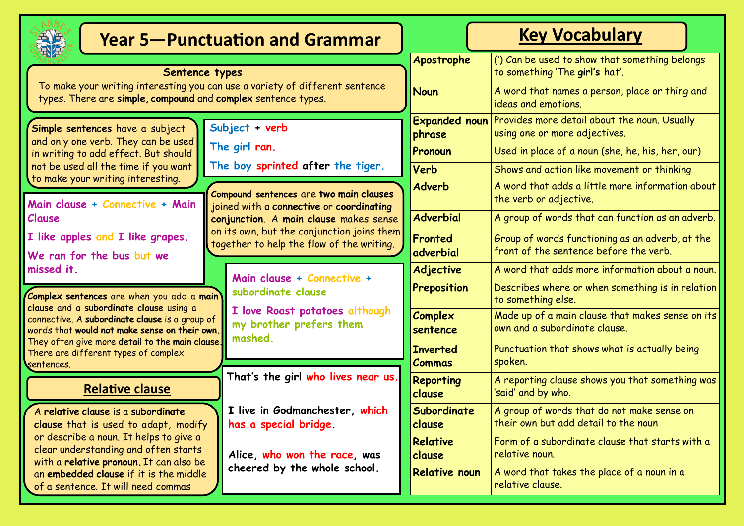# Year 5—Punctuation and Grammar

## Sentence types

To make your writing interesting you can use a variety of different sentence types. There are **simple, compound** and **complex** sentence types.

**Simple sentences** have a subject and only one verb. They can be used in writing to add effect. But should not be used all the time if you want to make your writing interesting.

**Subject + verb**

**The girl ran.**

**The boy sprinted after the tiger.**

**Compound sentences** are **two main clauses** joined with a **connective** or **coordinating conjunction**. A **main clause** makes sense on its own, but the conjunction joins them together to help the flow of the writing.

**Main clause + Connective + Main Clause**

**I like apples and I like grapes.**

**We ran for the bus but we missed it.**

**Complex sentences** are when you add a **main clause** and a **subordinate clause** using a connective. A **subordinate clause** is a group of words that **would not make sense on their own.** They often give more **detail to the main clause.** There are different types of complex sentences.

**Main clause + Connective + subordinate clause**

**I love Roast potatoes although my brother prefers them mashed.**

## Relative clause

A **relative clause** is a **subordinate clause** that is used to adapt, modify or describe a noun. It helps to give a clear understanding and often starts with a **relative pronoun.** It can also be an **embedded clause** if it is the middle of a sentence. It will need commas

**That's the girl who lives near us.**

**I live in Godmanchester, which has a special bridge.**

**Alice, who won the race, was cheered by the whole school.**

# Key Vocabulary

| Term | Definition |
|---|---|
| **Apostrophe** | (') Can be used to show that something belongs to something 'The **girl's** hat'. |
| **Noun** | A word that names a person, place or thing and ideas and emotions. |
| **Expanded noun phrase** | Provides more detail about the noun. Usually using one or more adjectives. |
| **Pronoun** | Used in place of a noun (she, he, his, her, our) |
| **Verb** | Shows and action like movement or thinking |
| **Adverb** | A word that adds a little more information about the verb or adjective. |
| **Adverbial** | A group of words that can function as an adverb. |
| **Fronted adverbial** | Group of words functioning as an adverb, at the front of the sentence before the verb. |
| **Adjective** | A word that adds more information about a noun. |
| **Preposition** | Describes where or when something is in relation to something else. |
| **Complex sentence** | Made up of a main clause that makes sense on its own and a subordinate clause. |
| **Inverted Commas** | Punctuation that shows what is actually being spoken. |
| **Reporting clause** | A reporting clause shows you that something was 'said' and by who. |
| **Subordinate clause** | A group of words that do not make sense on their own but add detail to the noun |
| **Relative clause** | Form of a subordinate clause that starts with a relative noun. |
| **Relative noun** | A word that takes the place of a noun in a relative clause. |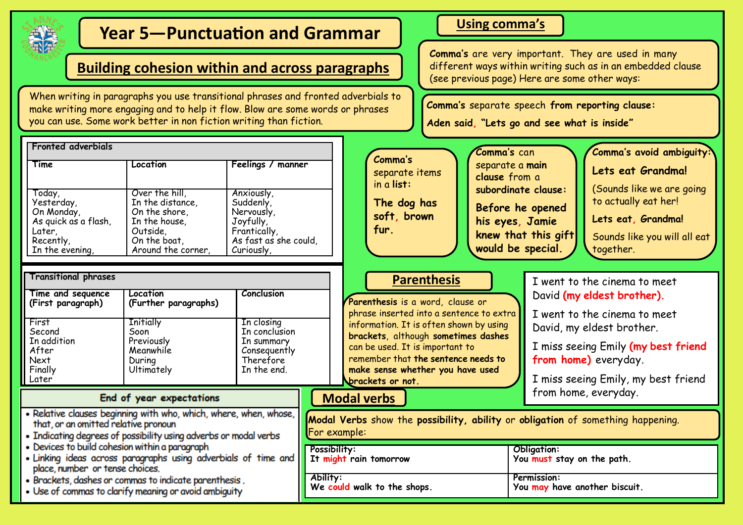# Year 5—Punctuation and Grammar

## Building cohesion within and across paragraphs

When writing in paragraphs you use transitional phrases and fronted adverbials to make writing more engaging and to help it flow. Blow are some words or phrases you can use. Some work better in non fiction writing than fiction.

| Fronted adverbials | | |
|---|---|---|
| **Time** | **Location** | **Feelings / manner** |
| Today,<br>Yesterday,<br>On Monday,<br>As quick as a flash,<br>Later,<br>Recently,<br>In the evening, | Over the hill,<br>In the distance,<br>On the shore,<br>In the house,<br>Outside,<br>On the boat,<br>Around the corner, | Anxiously,<br>Suddenly,<br>Nervously,<br>Joyfully,<br>Frantically,<br>As fast as she could,<br>Curiously, |

| Transitional phrases | | |
|---|---|---|
| **Time and sequence (First paragraph)** | **Location (Further paragraphs)** | **Conclusion** |
| First<br>Second<br>In addition<br>After<br>Next<br>Finally<br>Later | Initially<br>Soon<br>Previously<br>Meanwhile<br>During<br>Ultimately | In closing<br>In conclusion<br>In summary<br>Consequently<br>Therefore<br>In the end. |

### End of year expectations

- Relative clauses beginning with who, which, where, when, whose, that, or an omitted relative pronoun
- Indicating degrees of possibility using adverbs or modal verbs
- Devices to build cohesion within a paragraph
- Linking ideas across paragraphs using adverbials of time and place, number or tense choices.
- Brackets, dashes or commas to indicate parenthesis .
- Use of commas to clarify meaning or avoid ambiguity

## Using comma's

**Comma's** are very important. They are used in many different ways within writing such as in an embedded clause (see previous page) Here are some other ways:

**Comma's** separate speech **from reporting clause:**

**Aden said, "Lets go and see what is inside"**

**Comma's** separate items in a **list:**

**The dog has soft, brown fur.**

**Comma's** can separate a **main clause** from a **subordinate clause:**

**Before he opened his eyes, Jamie knew that this gift would be special.**

**Comma's avoid ambiguity:**

**Lets eat Grandma!**

(Sounds like we are going to actually eat her!

**Lets eat, Grandma!**

Sounds like you will all eat together.

## Parenthesis

**Parenthesis** is a word, clause or phrase inserted into a sentence to extra information. It is often shown by using **brackets**, although **sometimes dashes** can be used. It is important to remember that **the sentence needs to make sense whether you have used brackets or not.**

I went to the cinema to meet David **(my eldest brother).**

I went to the cinema to meet David, my eldest brother.

I miss seeing Emily **(my best friend from home)** everyday.

I miss seeing Emily, my best friend from home, everyday.

## Modal verbs

**Modal Verbs** show the **possibility, ability** or **obligation** of something happening. For example:

| | |
|---|---|
| **Possibility:**<br>It **might** rain tomorrow | **Obligation:**<br>You **must** stay on the path. |
| **Ability:**<br>We **could** walk to the shops. | **Permission:**<br>You **may** have another biscuit. |